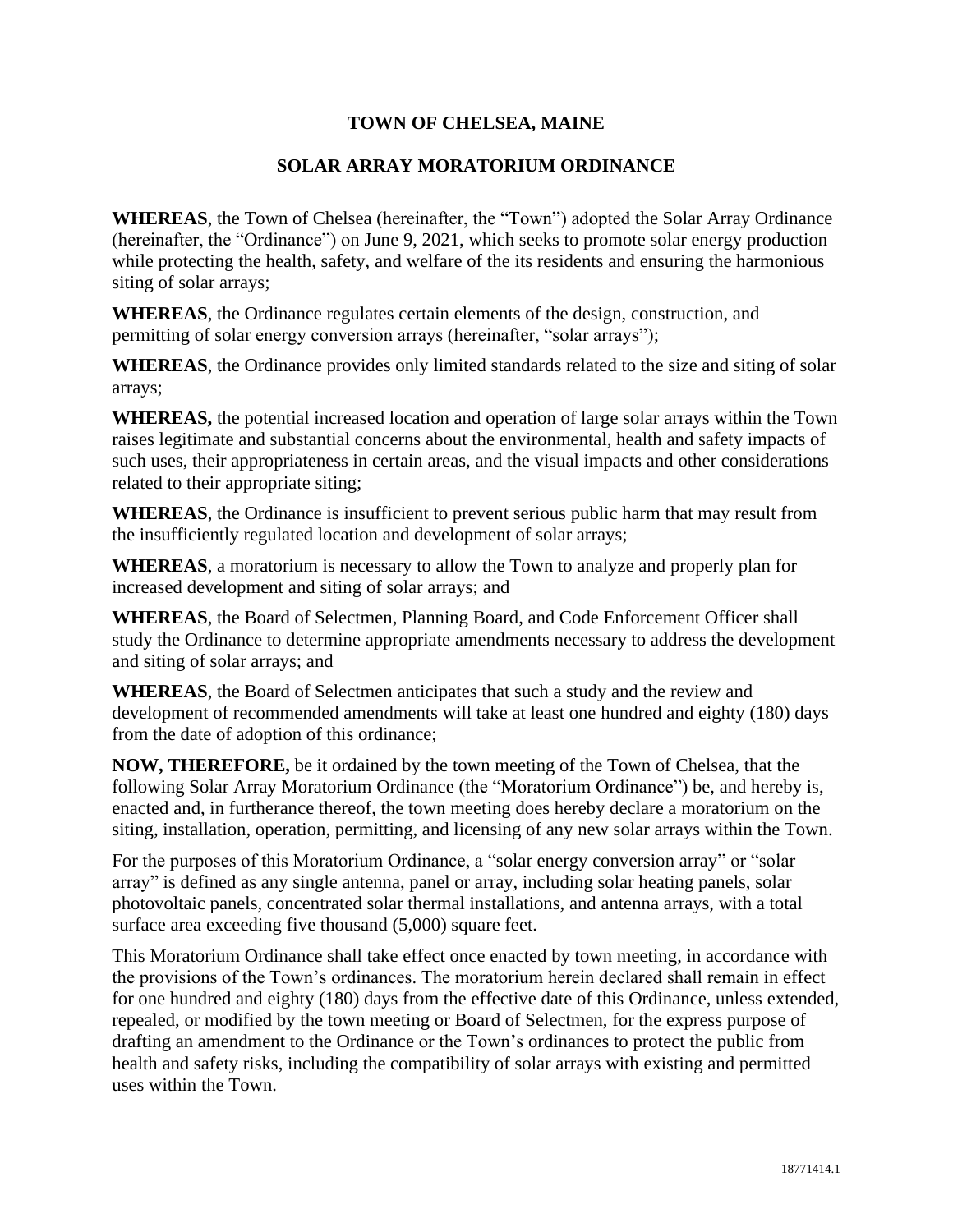# TOWN OF CHELSEA, MAINE

## SOLAR ARRAY MORATORIUM ORDINANCE

**WHEREAS**, the Town of Chelsea (hereinafter, the "Town") adopted the Solar Array Ordinance (hereinafter, the "Ordinance") on June 9, 2021, which seeks to promote solar energy production while protecting the health, safety, and welfare of the its residents and ensuring the harmonious siting of solar arrays;

**WHEREAS**, the Ordinance regulates certain elements of the design, construction, and permitting of solar energy conversion arrays (hereinafter, "solar arrays");

**WHEREAS**, the Ordinance provides only limited standards related to the size and siting of solar arrays;

**WHEREAS,** the potential increased location and operation of large solar arrays within the Town raises legitimate and substantial concerns about the environmental, health and safety impacts of such uses, their appropriateness in certain areas, and the visual impacts and other considerations related to their appropriate siting;

**WHEREAS**, the Ordinance is insufficient to prevent serious public harm that may result from the insufficiently regulated location and development of solar arrays;

**WHEREAS**, a moratorium is necessary to allow the Town to analyze and properly plan for increased development and siting of solar arrays; and

**WHEREAS**, the Board of Selectmen, Planning Board, and Code Enforcement Officer shall study the Ordinance to determine appropriate amendments necessary to address the development and siting of solar arrays; and

**WHEREAS**, the Board of Selectmen anticipates that such a study and the review and development of recommended amendments will take at least one hundred and eighty (180) days from the date of adoption of this ordinance;

**NOW, THEREFORE,** be it ordained by the town meeting of the Town of Chelsea, that the following Solar Array Moratorium Ordinance (the "Moratorium Ordinance") be, and hereby is, enacted and, in furtherance thereof, the town meeting does hereby declare a moratorium on the siting, installation, operation, permitting, and licensing of any new solar arrays within the Town.

For the purposes of this Moratorium Ordinance, a "solar energy conversion array" or "solar array" is defined as any single antenna, panel or array, including solar heating panels, solar photovoltaic panels, concentrated solar thermal installations, and antenna arrays, with a total surface area exceeding five thousand (5,000) square feet.

This Moratorium Ordinance shall take effect once enacted by town meeting, in accordance with the provisions of the Town's ordinances. The moratorium herein declared shall remain in effect for one hundred and eighty (180) days from the effective date of this Ordinance, unless extended, repealed, or modified by the town meeting or Board of Selectmen, for the express purpose of drafting an amendment to the Ordinance or the Town's ordinances to protect the public from health and safety risks, including the compatibility of solar arrays with existing and permitted uses within the Town.

18771414.1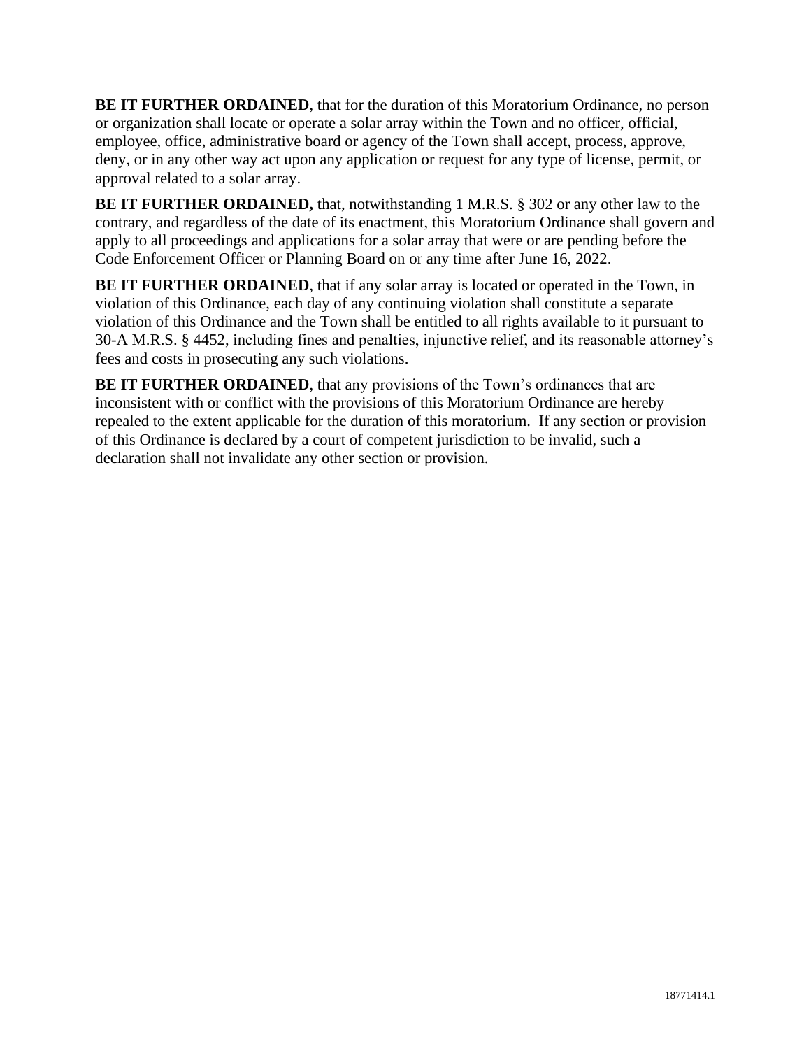**BE IT FURTHER ORDAINED**, that for the duration of this Moratorium Ordinance, no person or organization shall locate or operate a solar array within the Town and no officer, official, employee, office, administrative board or agency of the Town shall accept, process, approve, deny, or in any other way act upon any application or request for any type of license, permit, or approval related to a solar array.

**BE IT FURTHER ORDAINED,** that, notwithstanding 1 M.R.S. § 302 or any other law to the contrary, and regardless of the date of its enactment, this Moratorium Ordinance shall govern and apply to all proceedings and applications for a solar array that were or are pending before the Code Enforcement Officer or Planning Board on or any time after June 16, 2022.

**BE IT FURTHER ORDAINED**, that if any solar array is located or operated in the Town, in violation of this Ordinance, each day of any continuing violation shall constitute a separate violation of this Ordinance and the Town shall be entitled to all rights available to it pursuant to 30-A M.R.S. § 4452, including fines and penalties, injunctive relief, and its reasonable attorney's fees and costs in prosecuting any such violations.

**BE IT FURTHER ORDAINED**, that any provisions of the Town's ordinances that are inconsistent with or conflict with the provisions of this Moratorium Ordinance are hereby repealed to the extent applicable for the duration of this moratorium. If any section or provision of this Ordinance is declared by a court of competent jurisdiction to be invalid, such a declaration shall not invalidate any other section or provision.

18771414.1